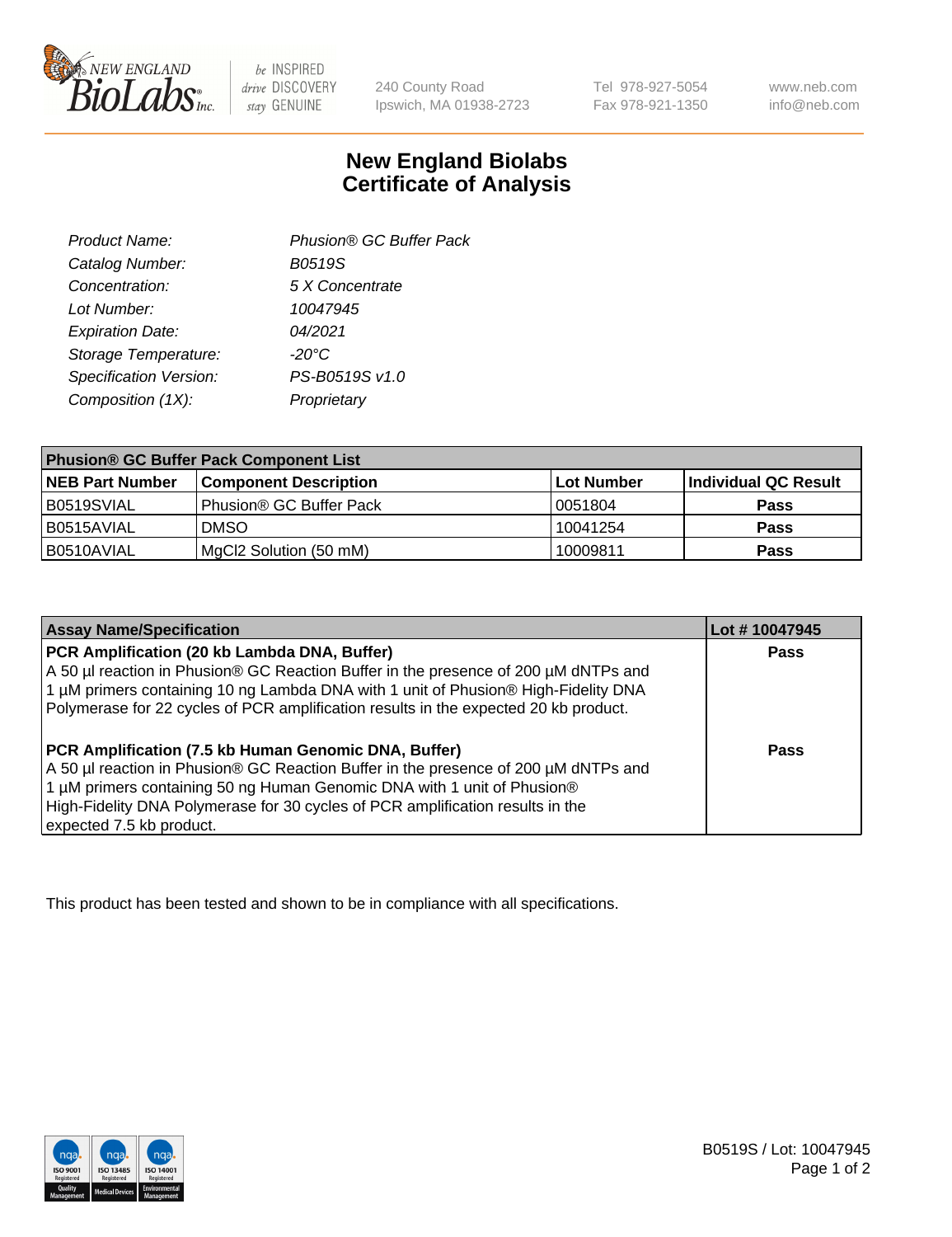New England BioLabs Inc. — be INSPIRED drive DISCOVERY stay GENUINE

240 County Road
Ipswich, MA 01938-2723

Tel 978-927-5054
Fax 978-921-1350

www.neb.com
info@neb.com

# New England Biolabs Certificate of Analysis

| | |
|---|---|
| *Product Name:* | *Phusion® GC Buffer Pack* |
| *Catalog Number:* | *B0519S* |
| *Concentration:* | *5 X Concentrate* |
| *Lot Number:* | *10047945* |
| *Expiration Date:* | *04/2021* |
| *Storage Temperature:* | *-20°C* |
| *Specification Version:* | *PS-B0519S v1.0* |
| *Composition (1X):* | *Proprietary* |

| **Phusion® GC Buffer Pack Component List** | | | |
|---|---|---|---|
| **NEB Part Number** | **Component Description** | **Lot Number** | **Individual QC Result** |
| B0519SVIAL | Phusion® GC Buffer Pack | 0051804 | **Pass** |
| B0515AVIAL | DMSO | 10041254 | **Pass** |
| B0510AVIAL | MgCl2 Solution (50 mM) | 10009811 | **Pass** |

| **Assay Name/Specification** | **Lot # 10047945** |
|---|---|
| **PCR Amplification (20 kb Lambda DNA, Buffer)** A 50 µl reaction in Phusion® GC Reaction Buffer in the presence of 200 µM dNTPs and 1 µM primers containing 10 ng Lambda DNA with 1 unit of Phusion® High-Fidelity DNA Polymerase for 22 cycles of PCR amplification results in the expected 20 kb product. | **Pass** |
| **PCR Amplification (7.5 kb Human Genomic DNA, Buffer)** A 50 µl reaction in Phusion® GC Reaction Buffer in the presence of 200 µM dNTPs and 1 µM primers containing 50 ng Human Genomic DNA with 1 unit of Phusion® High-Fidelity DNA Polymerase for 30 cycles of PCR amplification results in the expected 7.5 kb product. | **Pass** |

This product has been tested and shown to be in compliance with all specifications.

ISO 9001 Registered Quality Management | ISO 13485 Registered Medical Devices | ISO 14001 Registered Environmental Management

B0519S / Lot: 10047945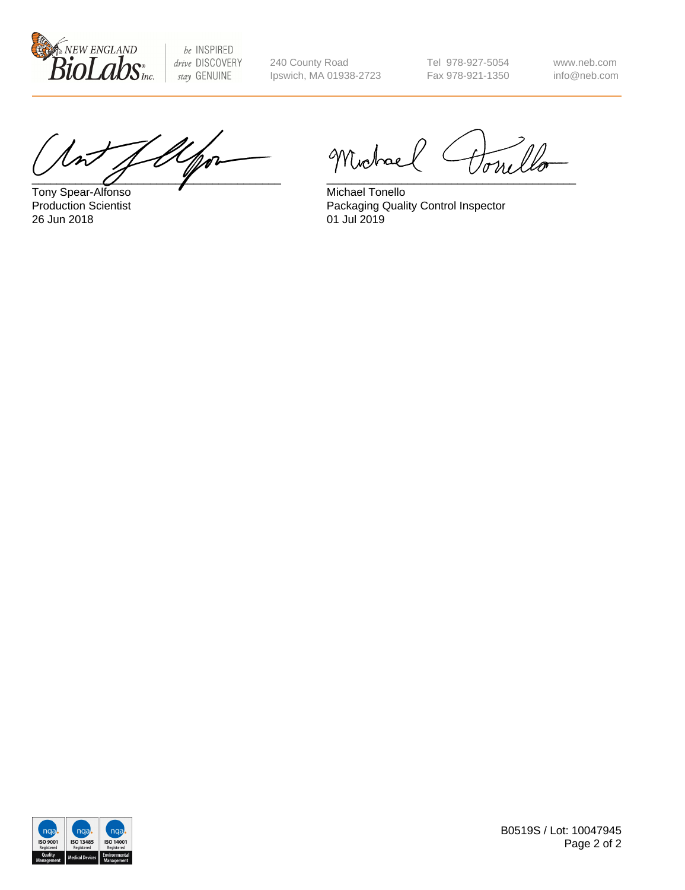Tony Spear-Alfonso
Production Scientist
26 Jun 2018

Michael Tonello
Packaging Quality Control Inspector
01 Jul 2019

B0519S / Lot: 10047945